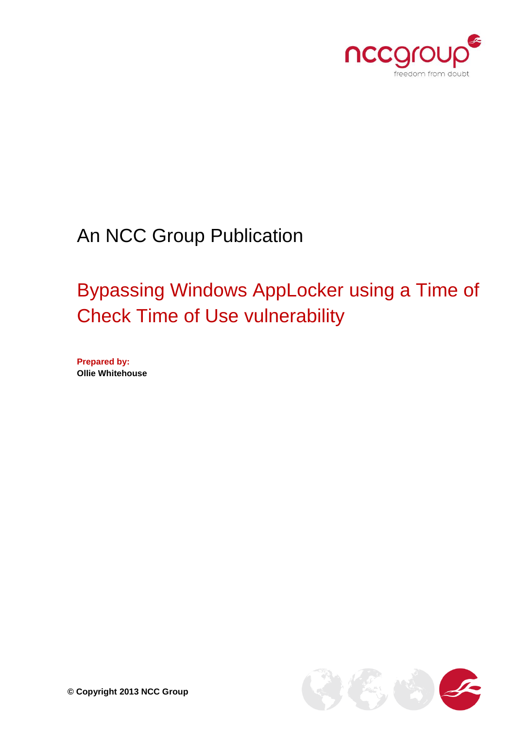An NCC Group Publication

# Bypassing Windows AppLocker using a Time of Check Time of Use vulnerability

**Prepared by:**
**Ollie Whitehouse**

**© Copyright 2013 NCC Group**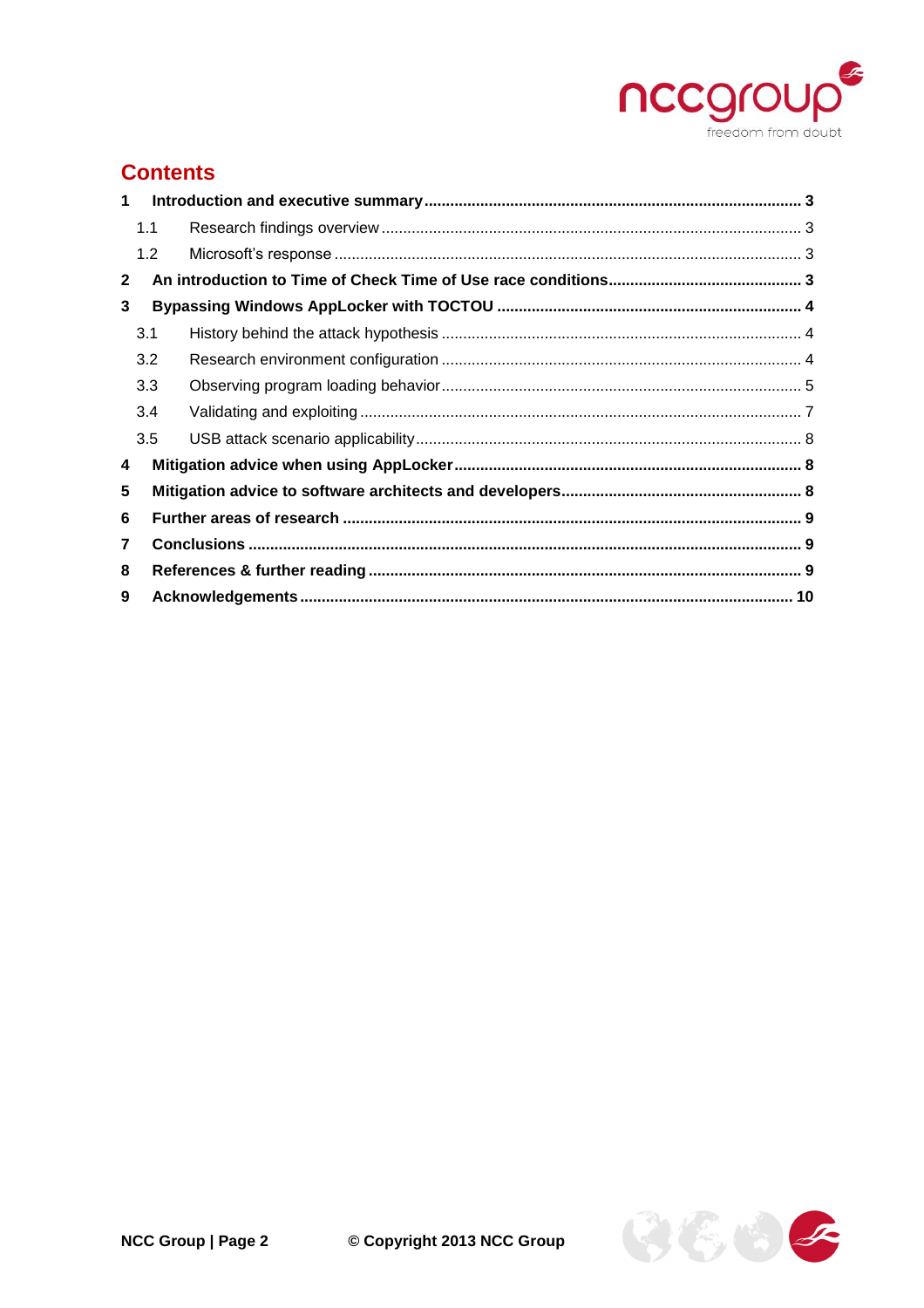## Contents

| | | |
|---|---|---|
| **1** | **Introduction and executive summary** | **3** |
| 1.1 | Research findings overview | 3 |
| 1.2 | Microsoft's response | 3 |
| **2** | **An introduction to Time of Check Time of Use race conditions** | **3** |
| **3** | **Bypassing Windows AppLocker with TOCTOU** | **4** |
| 3.1 | History behind the attack hypothesis | 4 |
| 3.2 | Research environment configuration | 4 |
| 3.3 | Observing program loading behavior | 5 |
| 3.4 | Validating and exploiting | 7 |
| 3.5 | USB attack scenario applicability | 8 |
| **4** | **Mitigation advice when using AppLocker** | **8** |
| **5** | **Mitigation advice to software architects and developers** | **8** |
| **6** | **Further areas of research** | **9** |
| **7** | **Conclusions** | **9** |
| **8** | **References & further reading** | **9** |
| **9** | **Acknowledgements** | **10** |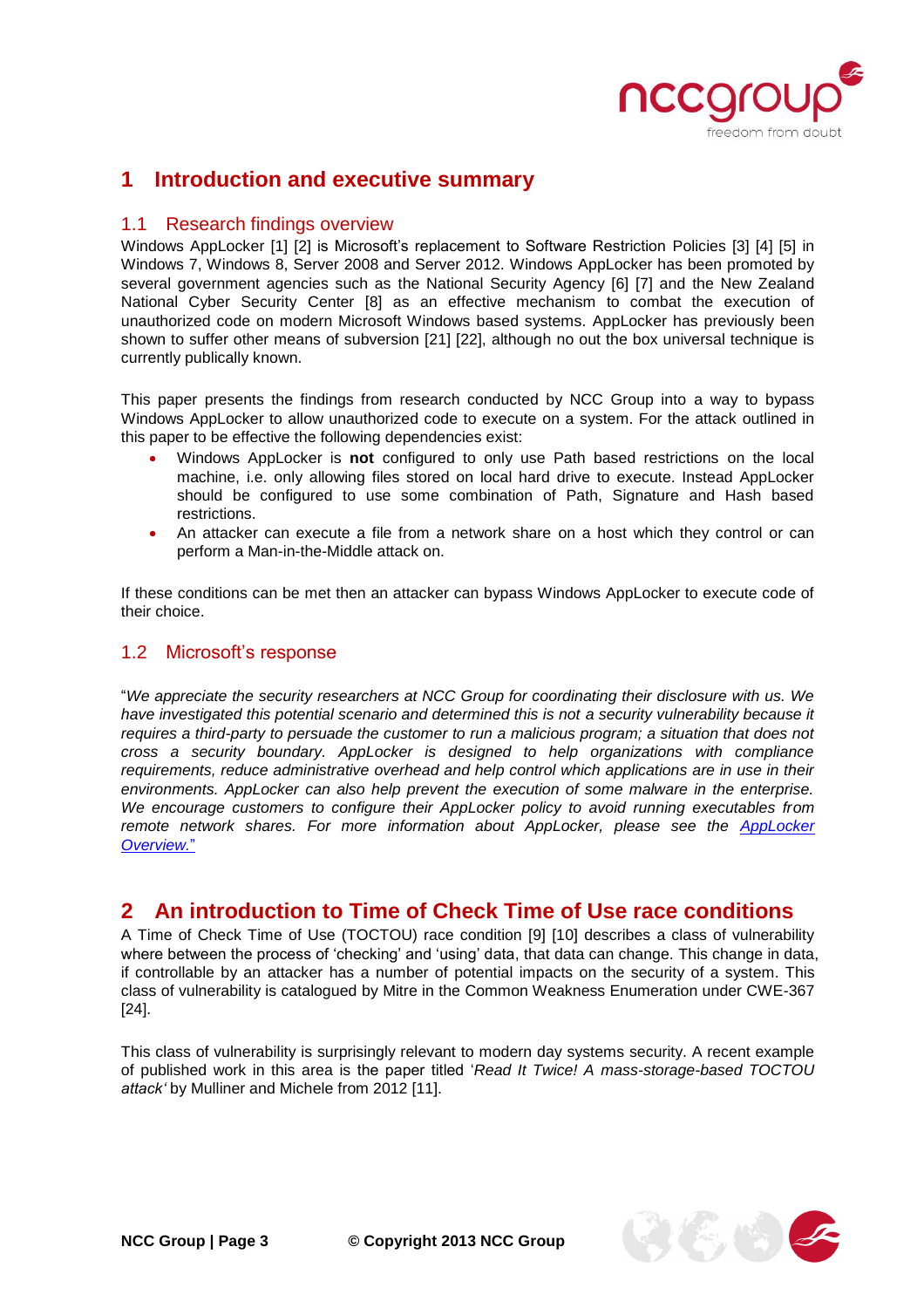# 1 Introduction and executive summary

## 1.1 Research findings overview

Windows AppLocker [1] [2] is Microsoft's replacement to Software Restriction Policies [3] [4] [5] in Windows 7, Windows 8, Server 2008 and Server 2012. Windows AppLocker has been promoted by several government agencies such as the National Security Agency [6] [7] and the New Zealand National Cyber Security Center [8] as an effective mechanism to combat the execution of unauthorized code on modern Microsoft Windows based systems. AppLocker has previously been shown to suffer other means of subversion [21] [22], although no out the box universal technique is currently publically known.

This paper presents the findings from research conducted by NCC Group into a way to bypass Windows AppLocker to allow unauthorized code to execute on a system. For the attack outlined in this paper to be effective the following dependencies exist:

- Windows AppLocker is **not** configured to only use Path based restrictions on the local machine, i.e. only allowing files stored on local hard drive to execute. Instead AppLocker should be configured to use some combination of Path, Signature and Hash based restrictions.
- An attacker can execute a file from a network share on a host which they control or can perform a Man-in-the-Middle attack on.

If these conditions can be met then an attacker can bypass Windows AppLocker to execute code of their choice.

## 1.2 Microsoft's response

"*We appreciate the security researchers at NCC Group for coordinating their disclosure with us. We have investigated this potential scenario and determined this is not a security vulnerability because it requires a third-party to persuade the customer to run a malicious program; a situation that does not cross a security boundary. AppLocker is designed to help organizations with compliance requirements, reduce administrative overhead and help control which applications are in use in their environments. AppLocker can also help prevent the execution of some malware in the enterprise. We encourage customers to configure their AppLocker policy to avoid running executables from remote network shares. For more information about AppLocker, please see the AppLocker Overview.*"

# 2 An introduction to Time of Check Time of Use race conditions

A Time of Check Time of Use (TOCTOU) race condition [9] [10] describes a class of vulnerability where between the process of 'checking' and 'using' data, that data can change. This change in data, if controllable by an attacker has a number of potential impacts on the security of a system. This class of vulnerability is catalogued by Mitre in the Common Weakness Enumeration under CWE-367 [24].

This class of vulnerability is surprisingly relevant to modern day systems security. A recent example of published work in this area is the paper titled '*Read It Twice! A mass-storage-based TOCTOU attack'* by Mulliner and Michele from 2012 [11].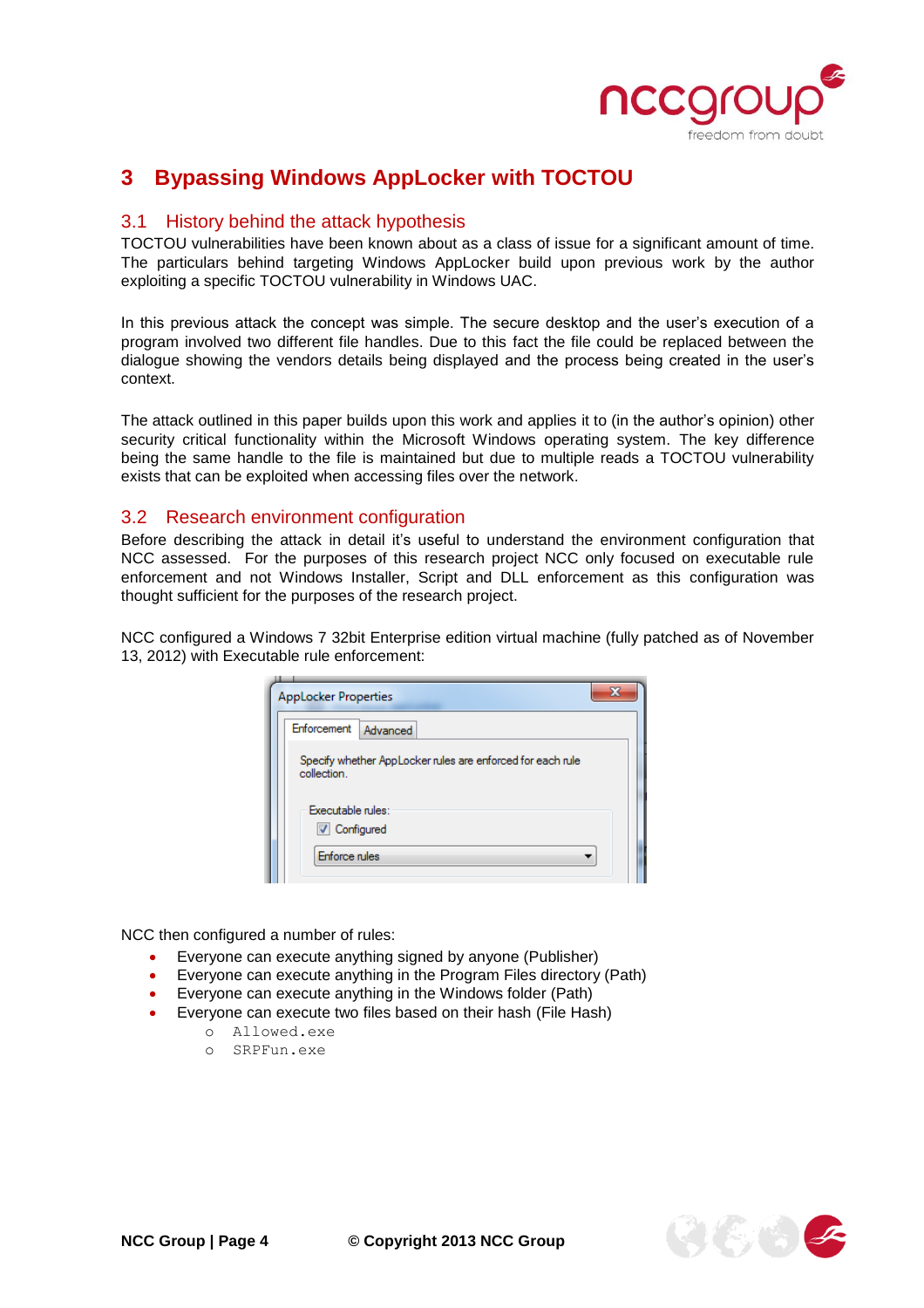# 3 Bypassing Windows AppLocker with TOCTOU

## 3.1 History behind the attack hypothesis

TOCTOU vulnerabilities have been known about as a class of issue for a significant amount of time. The particulars behind targeting Windows AppLocker build upon previous work by the author exploiting a specific TOCTOU vulnerability in Windows UAC.

In this previous attack the concept was simple. The secure desktop and the user's execution of a program involved two different file handles. Due to this fact the file could be replaced between the dialogue showing the vendors details being displayed and the process being created in the user's context.

The attack outlined in this paper builds upon this work and applies it to (in the author's opinion) other security critical functionality within the Microsoft Windows operating system. The key difference being the same handle to the file is maintained but due to multiple reads a TOCTOU vulnerability exists that can be exploited when accessing files over the network.

## 3.2 Research environment configuration

Before describing the attack in detail it's useful to understand the environment configuration that NCC assessed. For the purposes of this research project NCC only focused on executable rule enforcement and not Windows Installer, Script and DLL enforcement as this configuration was thought sufficient for the purposes of the research project.

NCC configured a Windows 7 32bit Enterprise edition virtual machine (fully patched as of November 13, 2012) with Executable rule enforcement:

NCC then configured a number of rules:

- Everyone can execute anything signed by anyone (Publisher)
- Everyone can execute anything in the Program Files directory (Path)
- Everyone can execute anything in the Windows folder (Path)
- Everyone can execute two files based on their hash (File Hash)
  - `Allowed.exe`
  - `SRPFun.exe`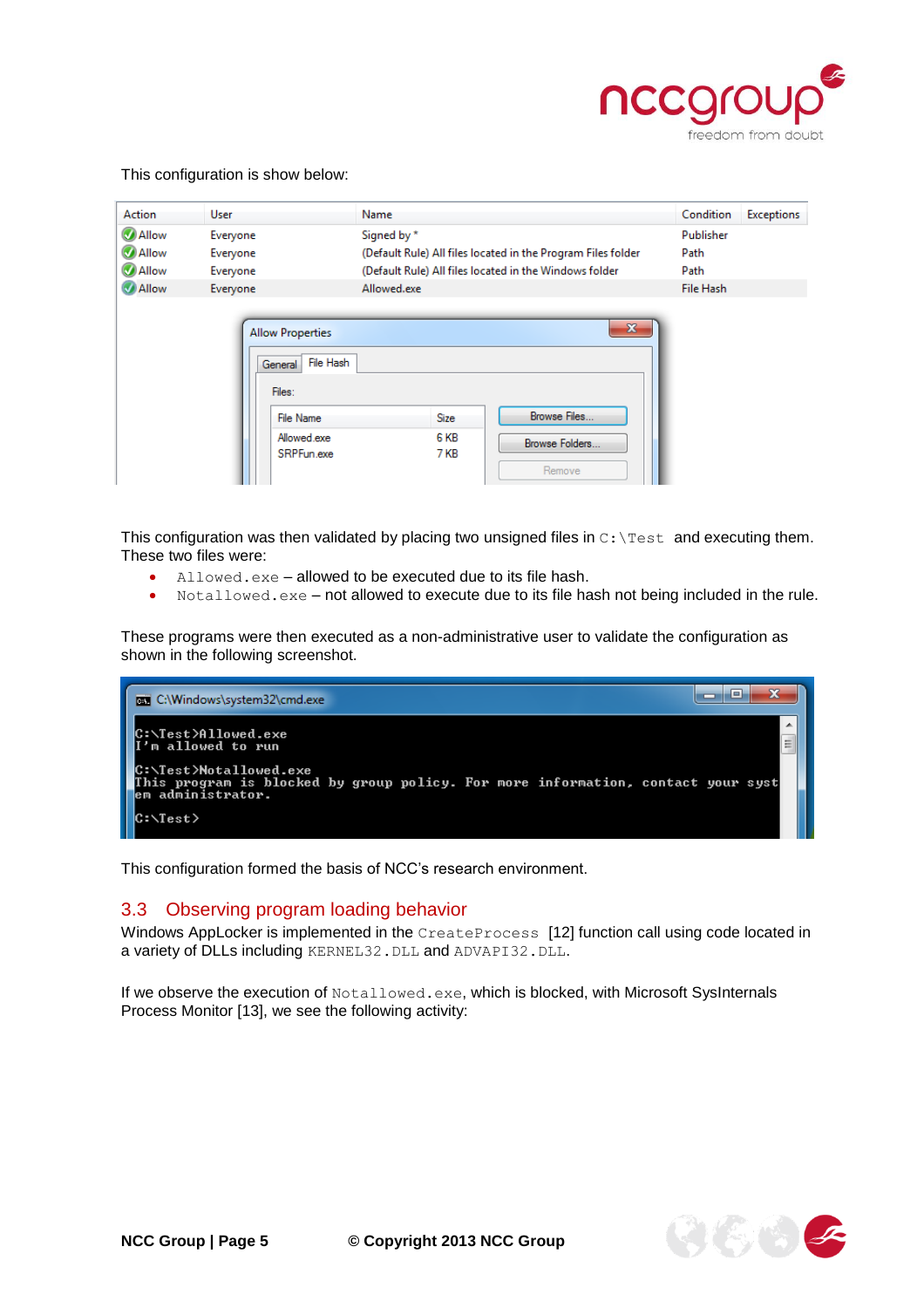This configuration is show below:

| Action | User | Name | Condition | Exceptions |
|---|---|---|---|---|
| Allow | Everyone | Signed by * | Publisher | |
| Allow | Everyone | (Default Rule) All files located in the Program Files folder | Path | |
| Allow | Everyone | (Default Rule) All files located in the Windows folder | Path | |
| Allow | Everyone | Allowed.exe | File Hash | |

Allow Properties

General | File Hash

Files:

| File Name | Size |
|---|---|
| Allowed.exe | 6 KB |
| SRPFun.exe | 7 KB |

Browse Files... | Browse Folders... | Remove

This configuration was then validated by placing two unsigned files in `C:\Test` and executing them. These two files were:

- `Allowed.exe` – allowed to be executed due to its file hash.
- `Notallowed.exe` – not allowed to execute due to its file hash not being included in the rule.

These programs were then executed as a non-administrative user to validate the configuration as shown in the following screenshot.

```
C:\Windows\system32\cmd.exe

C:\Test>Allowed.exe
I'm allowed to run

C:\Test>Notallowed.exe
This program is blocked by group policy. For more information, contact your syst
em administrator.

C:\Test>
```

This configuration formed the basis of NCC's research environment.

## 3.3 Observing program loading behavior

Windows AppLocker is implemented in the `CreateProcess` [12] function call using code located in a variety of DLLs including `KERNEL32.DLL` and `ADVAPI32.DLL`.

If we observe the execution of `Notallowed.exe`, which is blocked, with Microsoft SysInternals Process Monitor [13], we see the following activity: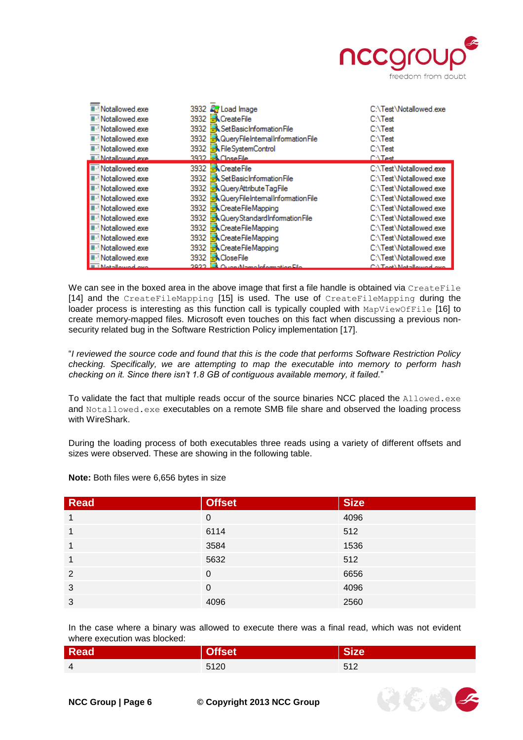| Process | PID | Operation | Path |
|---|---|---|---|
| Notallowed.exe | 3932 | Load Image | C:\Test\Notallowed.exe |
| Notallowed.exe | 3932 | CreateFile | C:\Test |
| Notallowed.exe | 3932 | SetBasicInformationFile | C:\Test |
| Notallowed.exe | 3932 | QueryFileInternalInformationFile | C:\Test |
| Notallowed.exe | 3932 | FileSystemControl | C:\Test |
| Notallowed.exe | 3932 | CloseFile | C:\Test |
| Notallowed.exe | 3932 | CreateFile | C:\Test\Notallowed.exe |
| Notallowed.exe | 3932 | SetBasicInformationFile | C:\Test\Notallowed.exe |
| Notallowed.exe | 3932 | QueryAttributeTagFile | C:\Test\Notallowed.exe |
| Notallowed.exe | 3932 | QueryFileInternalInformationFile | C:\Test\Notallowed.exe |
| Notallowed.exe | 3932 | CreateFileMapping | C:\Test\Notallowed.exe |
| Notallowed.exe | 3932 | QueryStandardInformationFile | C:\Test\Notallowed.exe |
| Notallowed.exe | 3932 | CreateFileMapping | C:\Test\Notallowed.exe |
| Notallowed.exe | 3932 | CreateFileMapping | C:\Test\Notallowed.exe |
| Notallowed.exe | 3932 | CreateFileMapping | C:\Test\Notallowed.exe |
| Notallowed.exe | 3932 | CloseFile | C:\Test\Notallowed.exe |
| Notallowed.exe | 3932 | QueryNameInformationFile | C:\Test\Notallowed.exe |

We can see in the boxed area in the above image that first a file handle is obtained via `CreateFile` [14] and the `CreateFileMapping` [15] is used. The use of `CreateFileMapping` during the loader process is interesting as this function call is typically coupled with `MapViewOfFile` [16] to create memory-mapped files. Microsoft even touches on this fact when discussing a previous non-security related bug in the Software Restriction Policy implementation [17].

"*I reviewed the source code and found that this is the code that performs Software Restriction Policy checking. Specifically, we are attempting to map the executable into memory to perform hash checking on it. Since there isn't 1.8 GB of contiguous available memory, it failed.*"

To validate the fact that multiple reads occur of the source binaries NCC placed the `Allowed.exe` and `Notallowed.exe` executables on a remote SMB file share and observed the loading process with WireShark.

During the loading process of both executables three reads using a variety of different offsets and sizes were observed. These are showing in the following table.

**Note:** Both files were 6,656 bytes in size

| Read | Offset | Size |
|---|---|---|
| 1 | 0 | 4096 |
| 1 | 6114 | 512 |
| 1 | 3584 | 1536 |
| 1 | 5632 | 512 |
| 2 | 0 | 6656 |
| 3 | 0 | 4096 |
| 3 | 4096 | 2560 |

In the case where a binary was allowed to execute there was a final read, which was not evident where execution was blocked:

| Read | Offset | Size |
|---|---|---|
| 4 | 5120 | 512 |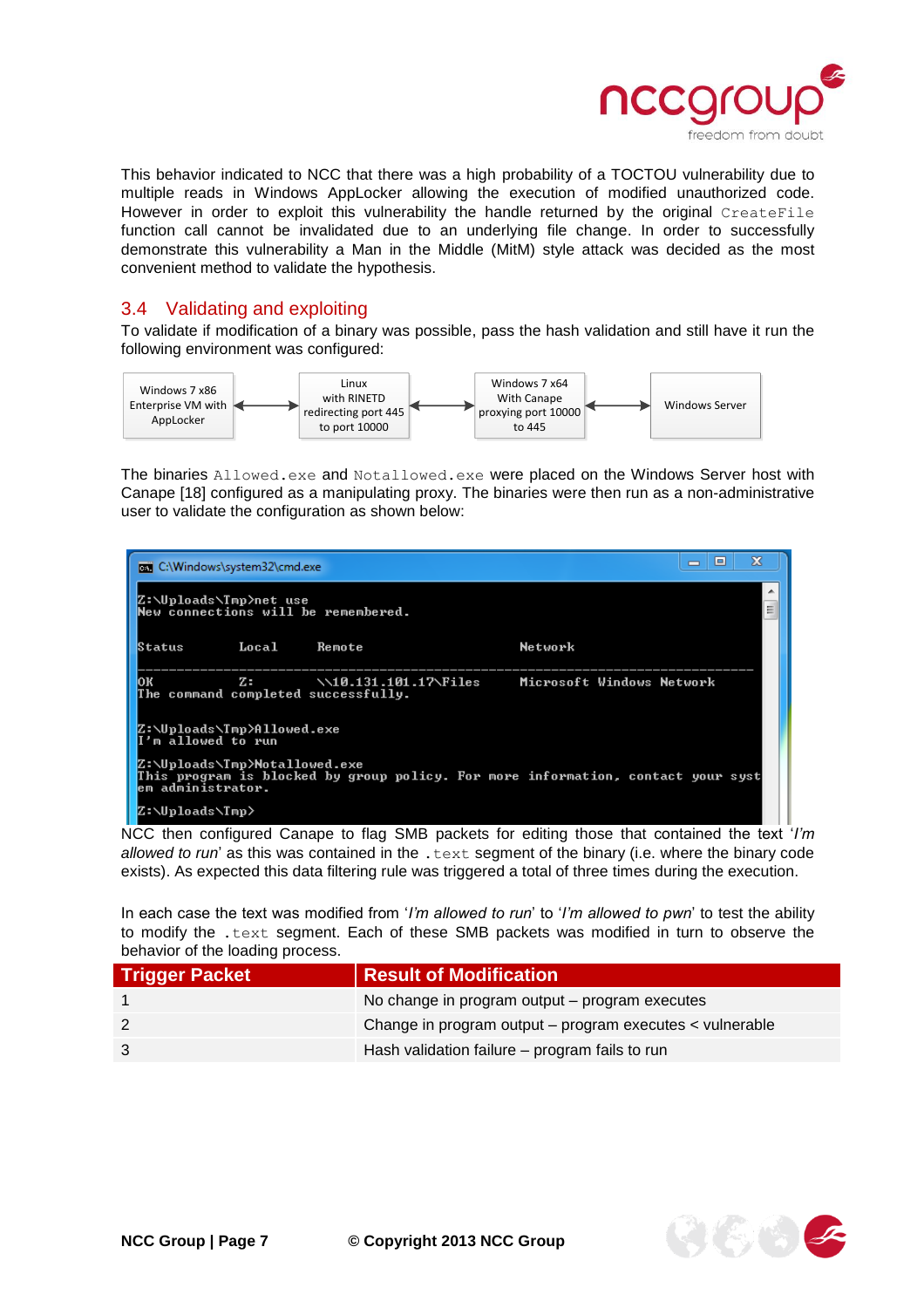This behavior indicated to NCC that there was a high probability of a TOCTOU vulnerability due to multiple reads in Windows AppLocker allowing the execution of modified unauthorized code. However in order to exploit this vulnerability the handle returned by the original `CreateFile` function call cannot be invalidated due to an underlying file change. In order to successfully demonstrate this vulnerability a Man in the Middle (MitM) style attack was decided as the most convenient method to validate the hypothesis.

## 3.4 Validating and exploiting

To validate if modification of a binary was possible, pass the hash validation and still have it run the following environment was configured:

Windows 7 x86 Enterprise VM with AppLocker ⟷ Linux with RINETD redirecting port 445 to port 10000 ⟷ Windows 7 x64 With Canape proxying port 10000 to 445 ⟷ Windows Server

The binaries `Allowed.exe` and `Notallowed.exe` were placed on the Windows Server host with Canape [18] configured as a manipulating proxy. The binaries were then run as a non-administrative user to validate the configuration as shown below:

```
C:\Windows\system32\cmd.exe

Z:\Uploads\Tmp>net use
New connections will be remembered.

Status       Local     Remote                    Network

-------------------------------------------------------------------------------
OK           Z:        \\10.131.101.17\Files     Microsoft Windows Network
The command completed successfully.

Z:\Uploads\Tmp>Allowed.exe
I'm allowed to run

Z:\Uploads\Tmp>Notallowed.exe
This program is blocked by group policy. For more information, contact your syst
em administrator.

Z:\Uploads\Tmp>
```

NCC then configured Canape to flag SMB packets for editing those that contained the text '*I'm allowed to run*' as this was contained in the `.text` segment of the binary (i.e. where the binary code exists). As expected this data filtering rule was triggered a total of three times during the execution.

In each case the text was modified from '*I'm allowed to run*' to '*I'm allowed to pwn*' to test the ability to modify the `.text` segment. Each of these SMB packets was modified in turn to observe the behavior of the loading process.

| Trigger Packet | Result of Modification |
| --- | --- |
| 1 | No change in program output – program executes |
| 2 | Change in program output – program executes < vulnerable |
| 3 | Hash validation failure – program fails to run |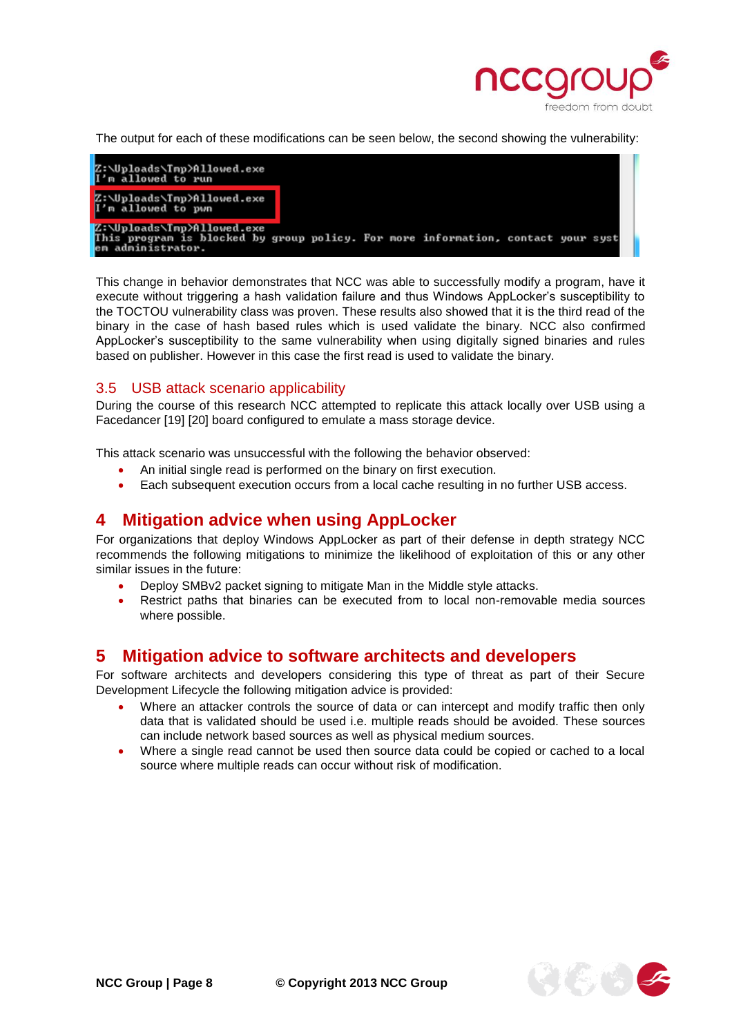The output for each of these modifications can be seen below, the second showing the vulnerability:

```
Z:\Uploads\Tmp>Allowed.exe
I'm allowed to run

Z:\Uploads\Tmp>Allowed.exe
I'm allowed to pwn

Z:\Uploads\Tmp>Allowed.exe
This program is blocked by group policy. For more information, contact your syst
em administrator.
```

This change in behavior demonstrates that NCC was able to successfully modify a program, have it execute without triggering a hash validation failure and thus Windows AppLocker's susceptibility to the TOCTOU vulnerability class was proven. These results also showed that it is the third read of the binary in the case of hash based rules which is used validate the binary. NCC also confirmed AppLocker's susceptibility to the same vulnerability when using digitally signed binaries and rules based on publisher. However in this case the first read is used to validate the binary.

### 3.5 USB attack scenario applicability

During the course of this research NCC attempted to replicate this attack locally over USB using a Facedancer [19] [20] board configured to emulate a mass storage device.

This attack scenario was unsuccessful with the following the behavior observed:

- An initial single read is performed on the binary on first execution.
- Each subsequent execution occurs from a local cache resulting in no further USB access.

## 4 Mitigation advice when using AppLocker

For organizations that deploy Windows AppLocker as part of their defense in depth strategy NCC recommends the following mitigations to minimize the likelihood of exploitation of this or any other similar issues in the future:

- Deploy SMBv2 packet signing to mitigate Man in the Middle style attacks.
- Restrict paths that binaries can be executed from to local non-removable media sources where possible.

## 5 Mitigation advice to software architects and developers

For software architects and developers considering this type of threat as part of their Secure Development Lifecycle the following mitigation advice is provided:

- Where an attacker controls the source of data or can intercept and modify traffic then only data that is validated should be used i.e. multiple reads should be avoided. These sources can include network based sources as well as physical medium sources.
- Where a single read cannot be used then source data could be copied or cached to a local source where multiple reads can occur without risk of modification.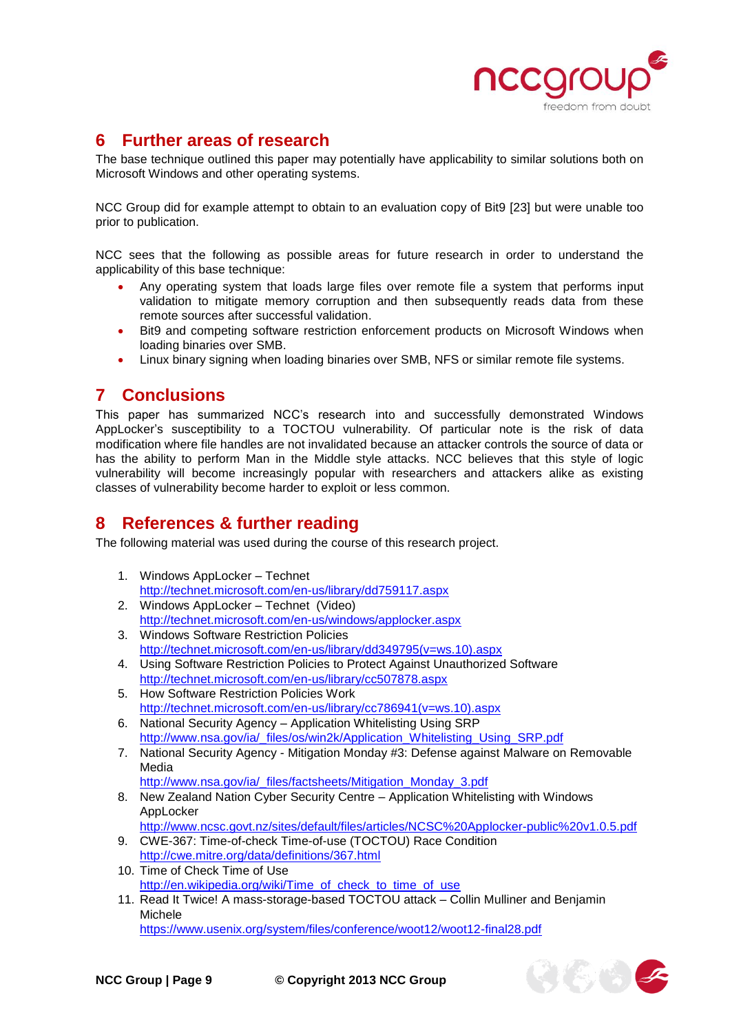## 6 Further areas of research

The base technique outlined this paper may potentially have applicability to similar solutions both on Microsoft Windows and other operating systems.

NCC Group did for example attempt to obtain to an evaluation copy of Bit9 [23] but were unable too prior to publication.

NCC sees that the following as possible areas for future research in order to understand the applicability of this base technique:

- Any operating system that loads large files over remote file a system that performs input validation to mitigate memory corruption and then subsequently reads data from these remote sources after successful validation.
- Bit9 and competing software restriction enforcement products on Microsoft Windows when loading binaries over SMB.
- Linux binary signing when loading binaries over SMB, NFS or similar remote file systems.

## 7 Conclusions

This paper has summarized NCC's research into and successfully demonstrated Windows AppLocker's susceptibility to a TOCTOU vulnerability. Of particular note is the risk of data modification where file handles are not invalidated because an attacker controls the source of data or has the ability to perform Man in the Middle style attacks. NCC believes that this style of logic vulnerability will become increasingly popular with researchers and attackers alike as existing classes of vulnerability become harder to exploit or less common.

## 8 References & further reading

The following material was used during the course of this research project.

1. Windows AppLocker – Technet
   http://technet.microsoft.com/en-us/library/dd759117.aspx
2. Windows AppLocker – Technet (Video)
   http://technet.microsoft.com/en-us/windows/applocker.aspx
3. Windows Software Restriction Policies
   http://technet.microsoft.com/en-us/library/dd349795(v=ws.10).aspx
4. Using Software Restriction Policies to Protect Against Unauthorized Software
   http://technet.microsoft.com/en-us/library/cc507878.aspx
5. How Software Restriction Policies Work
   http://technet.microsoft.com/en-us/library/cc786941(v=ws.10).aspx
6. National Security Agency – Application Whitelisting Using SRP
   http://www.nsa.gov/ia/_files/os/win2k/Application_Whitelisting_Using_SRP.pdf
7. National Security Agency - Mitigation Monday #3: Defense against Malware on Removable Media
   http://www.nsa.gov/ia/_files/factsheets/Mitigation_Monday_3.pdf
8. New Zealand Nation Cyber Security Centre – Application Whitelisting with Windows AppLocker
   http://www.ncsc.govt.nz/sites/default/files/articles/NCSC%20Applocker-public%20v1.0.5.pdf
9. CWE-367: Time-of-check Time-of-use (TOCTOU) Race Condition
   http://cwe.mitre.org/data/definitions/367.html
10. Time of Check Time of Use
    http://en.wikipedia.org/wiki/Time_of_check_to_time_of_use
11. Read It Twice! A mass-storage-based TOCTOU attack – Collin Mulliner and Benjamin Michele
    https://www.usenix.org/system/files/conference/woot12/woot12-final28.pdf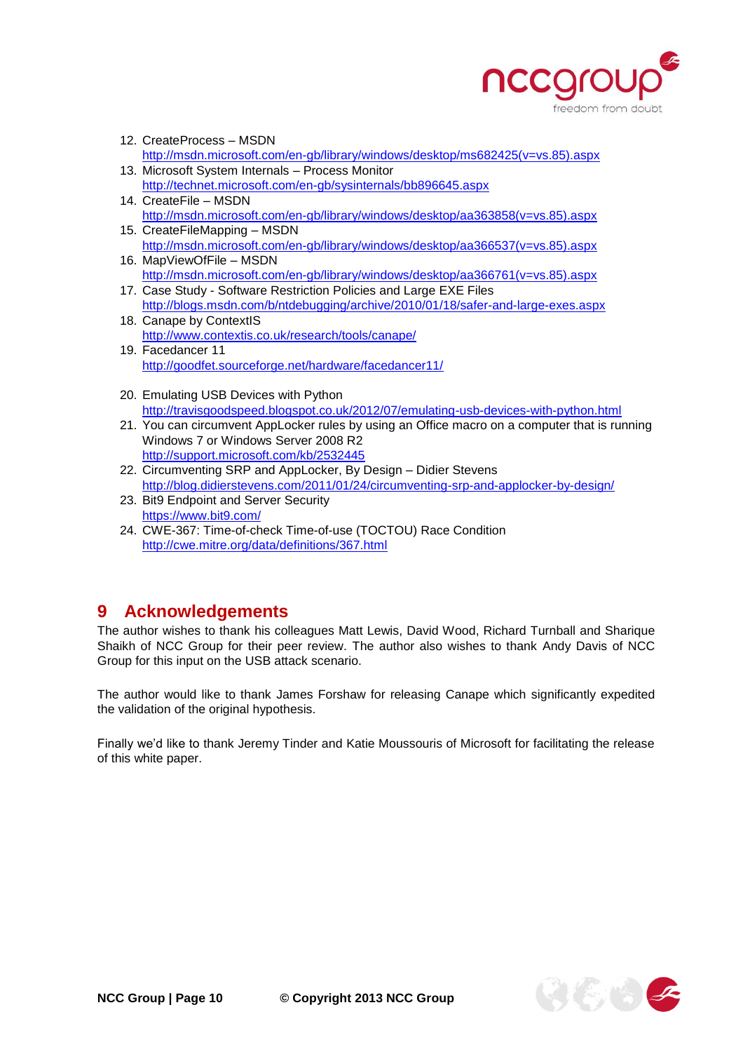12. CreateProcess – MSDN
    http://msdn.microsoft.com/en-gb/library/windows/desktop/ms682425(v=vs.85).aspx
13. Microsoft System Internals – Process Monitor
    http://technet.microsoft.com/en-gb/sysinternals/bb896645.aspx
14. CreateFile – MSDN
    http://msdn.microsoft.com/en-gb/library/windows/desktop/aa363858(v=vs.85).aspx
15. CreateFileMapping – MSDN
    http://msdn.microsoft.com/en-gb/library/windows/desktop/aa366537(v=vs.85).aspx
16. MapViewOfFile – MSDN
    http://msdn.microsoft.com/en-gb/library/windows/desktop/aa366761(v=vs.85).aspx
17. Case Study - Software Restriction Policies and Large EXE Files
    http://blogs.msdn.com/b/ntdebugging/archive/2010/01/18/safer-and-large-exes.aspx
18. Canape by ContextIS
    http://www.contextis.co.uk/research/tools/canape/
19. Facedancer 11
    http://goodfet.sourceforge.net/hardware/facedancer11/
20. Emulating USB Devices with Python
    http://travisgoodspeed.blogspot.co.uk/2012/07/emulating-usb-devices-with-python.html
21. You can circumvent AppLocker rules by using an Office macro on a computer that is running Windows 7 or Windows Server 2008 R2
    http://support.microsoft.com/kb/2532445
22. Circumventing SRP and AppLocker, By Design – Didier Stevens
    http://blog.didierstevens.com/2011/01/24/circumventing-srp-and-applocker-by-design/
23. Bit9 Endpoint and Server Security
    https://www.bit9.com/
24. CWE-367: Time-of-check Time-of-use (TOCTOU) Race Condition
    http://cwe.mitre.org/data/definitions/367.html

# 9 Acknowledgements

The author wishes to thank his colleagues Matt Lewis, David Wood, Richard Turnball and Sharique Shaikh of NCC Group for their peer review. The author also wishes to thank Andy Davis of NCC Group for this input on the USB attack scenario.

The author would like to thank James Forshaw for releasing Canape which significantly expedited the validation of the original hypothesis.

Finally we'd like to thank Jeremy Tinder and Katie Moussouris of Microsoft for facilitating the release of this white paper.